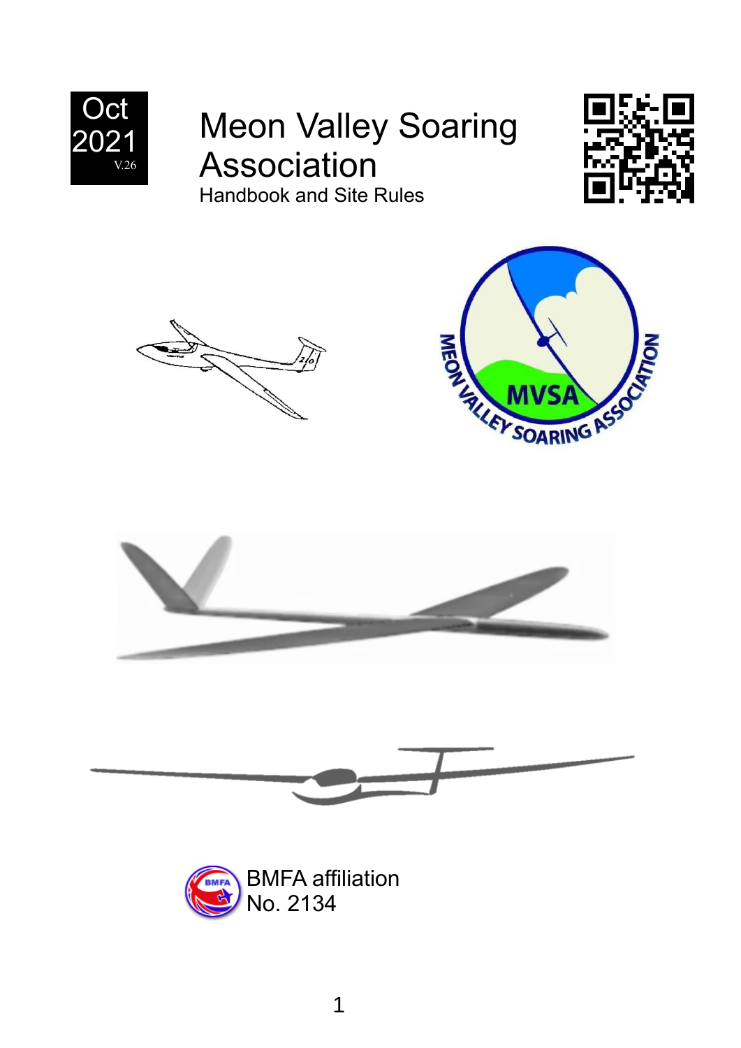Oct 2021 V.26

# Meon Valley Soaring Association

Handbook and Site Rules

BMFA affiliation No. 2134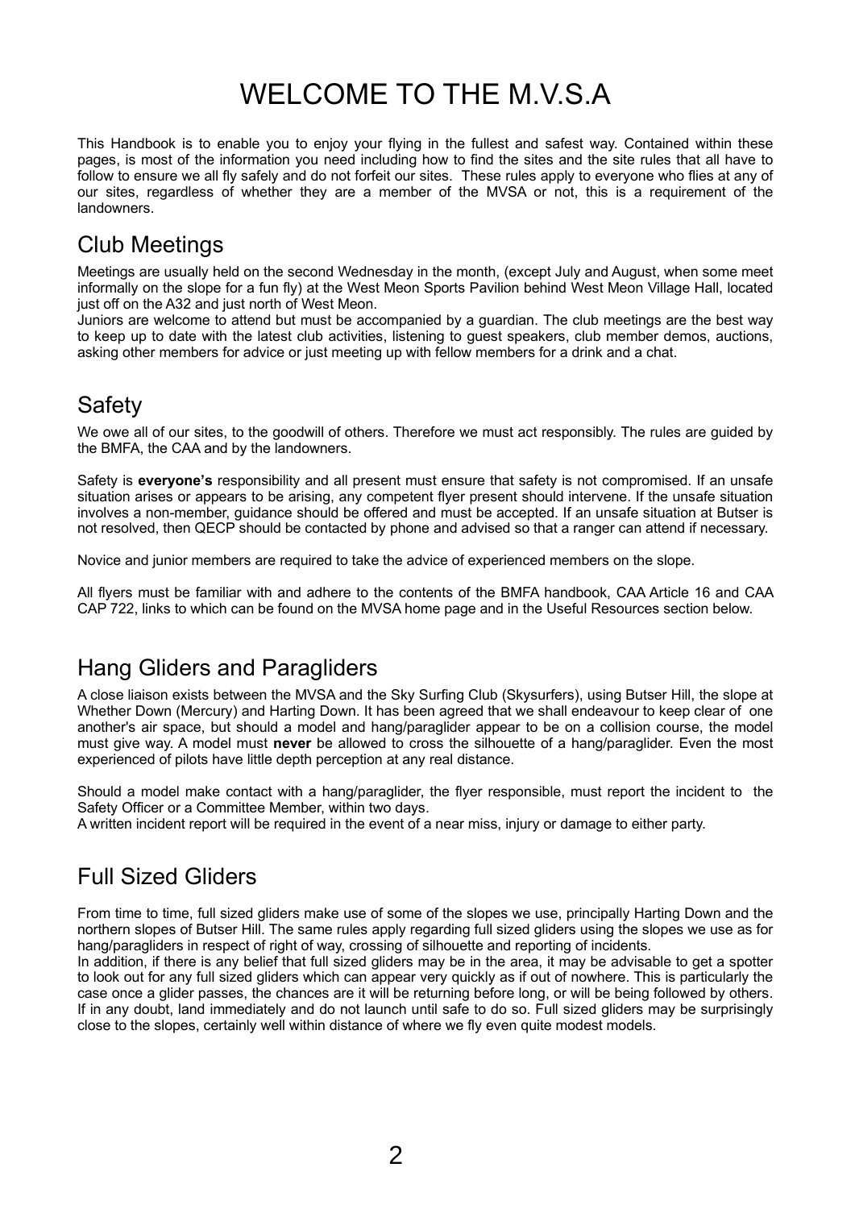# WELCOME TO THE M.V.S.A

This Handbook is to enable you to enjoy your flying in the fullest and safest way. Contained within these pages, is most of the information you need including how to find the sites and the site rules that all have to follow to ensure we all fly safely and do not forfeit our sites. These rules apply to everyone who flies at any of our sites, regardless of whether they are a member of the MVSA or not, this is a requirement of the landowners.

## Club Meetings

Meetings are usually held on the second Wednesday in the month, (except July and August, when some meet informally on the slope for a fun fly) at the West Meon Sports Pavilion behind West Meon Village Hall, located just off on the A32 and just north of West Meon.

Juniors are welcome to attend but must be accompanied by a guardian. The club meetings are the best way to keep up to date with the latest club activities, listening to guest speakers, club member demos, auctions, asking other members for advice or just meeting up with fellow members for a drink and a chat.

## Safety

We owe all of our sites, to the goodwill of others. Therefore we must act responsibly. The rules are guided by the BMFA, the CAA and by the landowners.

Safety is **everyone's** responsibility and all present must ensure that safety is not compromised. If an unsafe situation arises or appears to be arising, any competent flyer present should intervene. If the unsafe situation involves a non-member, guidance should be offered and must be accepted. If an unsafe situation at Butser is not resolved, then QECP should be contacted by phone and advised so that a ranger can attend if necessary.

Novice and junior members are required to take the advice of experienced members on the slope.

All flyers must be familiar with and adhere to the contents of the BMFA handbook, CAA Article 16 and CAA CAP 722, links to which can be found on the MVSA home page and in the Useful Resources section below.

## Hang Gliders and Paragliders

A close liaison exists between the MVSA and the Sky Surfing Club (Skysurfers), using Butser Hill, the slope at Whether Down (Mercury) and Harting Down. It has been agreed that we shall endeavour to keep clear of one another's air space, but should a model and hang/paraglider appear to be on a collision course, the model must give way. A model must **never** be allowed to cross the silhouette of a hang/paraglider. Even the most experienced of pilots have little depth perception at any real distance.

Should a model make contact with a hang/paraglider, the flyer responsible, must report the incident to the Safety Officer or a Committee Member, within two days.

A written incident report will be required in the event of a near miss, injury or damage to either party.

## Full Sized Gliders

From time to time, full sized gliders make use of some of the slopes we use, principally Harting Down and the northern slopes of Butser Hill. The same rules apply regarding full sized gliders using the slopes we use as for hang/paragliders in respect of right of way, crossing of silhouette and reporting of incidents.

In addition, if there is any belief that full sized gliders may be in the area, it may be advisable to get a spotter to look out for any full sized gliders which can appear very quickly as if out of nowhere. This is particularly the case once a glider passes, the chances are it will be returning before long, or will be being followed by others. If in any doubt, land immediately and do not launch until safe to do so. Full sized gliders may be surprisingly close to the slopes, certainly well within distance of where we fly even quite modest models.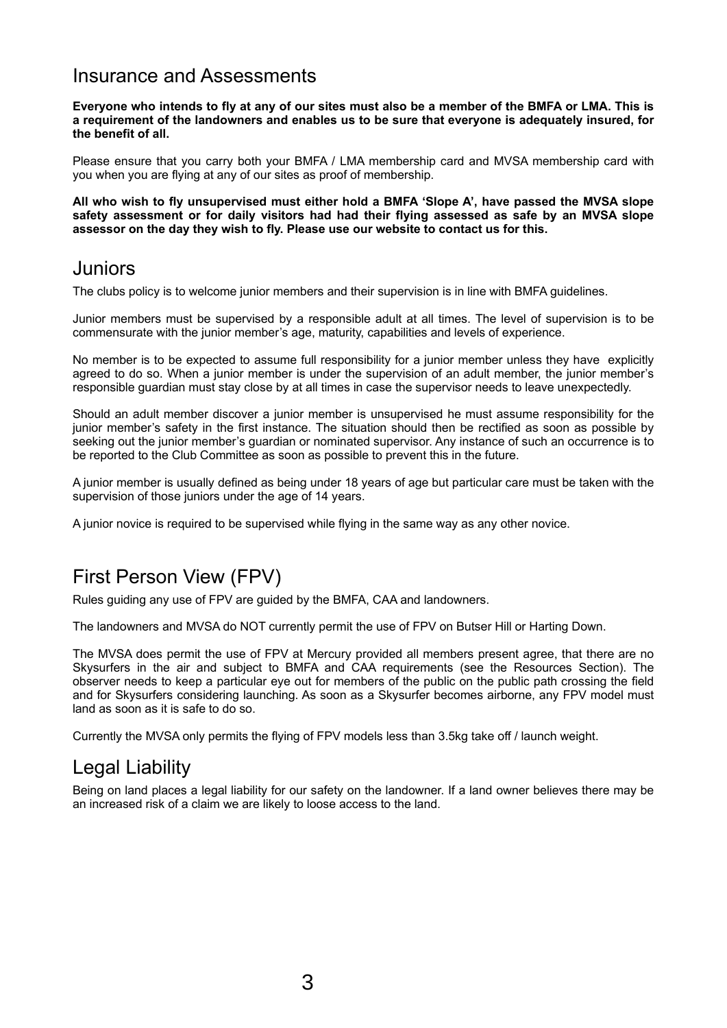## Insurance and Assessments

**Everyone who intends to fly at any of our sites must also be a member of the BMFA or LMA. This is a requirement of the landowners and enables us to be sure that everyone is adequately insured, for the benefit of all.**

Please ensure that you carry both your BMFA / LMA membership card and MVSA membership card with you when you are flying at any of our sites as proof of membership.

**All who wish to fly unsupervised must either hold a BMFA 'Slope A', have passed the MVSA slope safety assessment or for daily visitors had had their flying assessed as safe by an MVSA slope assessor on the day they wish to fly. Please use our website to contact us for this.**

## Juniors

The clubs policy is to welcome junior members and their supervision is in line with BMFA guidelines.

Junior members must be supervised by a responsible adult at all times. The level of supervision is to be commensurate with the junior member's age, maturity, capabilities and levels of experience.

No member is to be expected to assume full responsibility for a junior member unless they have explicitly agreed to do so. When a junior member is under the supervision of an adult member, the junior member's responsible guardian must stay close by at all times in case the supervisor needs to leave unexpectedly.

Should an adult member discover a junior member is unsupervised he must assume responsibility for the junior member's safety in the first instance. The situation should then be rectified as soon as possible by seeking out the junior member's guardian or nominated supervisor. Any instance of such an occurrence is to be reported to the Club Committee as soon as possible to prevent this in the future.

A junior member is usually defined as being under 18 years of age but particular care must be taken with the supervision of those juniors under the age of 14 years.

A junior novice is required to be supervised while flying in the same way as any other novice.

## First Person View (FPV)

Rules guiding any use of FPV are guided by the BMFA, CAA and landowners.

The landowners and MVSA do NOT currently permit the use of FPV on Butser Hill or Harting Down.

The MVSA does permit the use of FPV at Mercury provided all members present agree, that there are no Skysurfers in the air and subject to BMFA and CAA requirements (see the Resources Section). The observer needs to keep a particular eye out for members of the public on the public path crossing the field and for Skysurfers considering launching. As soon as a Skysurfer becomes airborne, any FPV model must land as soon as it is safe to do so.

Currently the MVSA only permits the flying of FPV models less than 3.5kg take off / launch weight.

## Legal Liability

Being on land places a legal liability for our safety on the landowner. If a land owner believes there may be an increased risk of a claim we are likely to loose access to the land.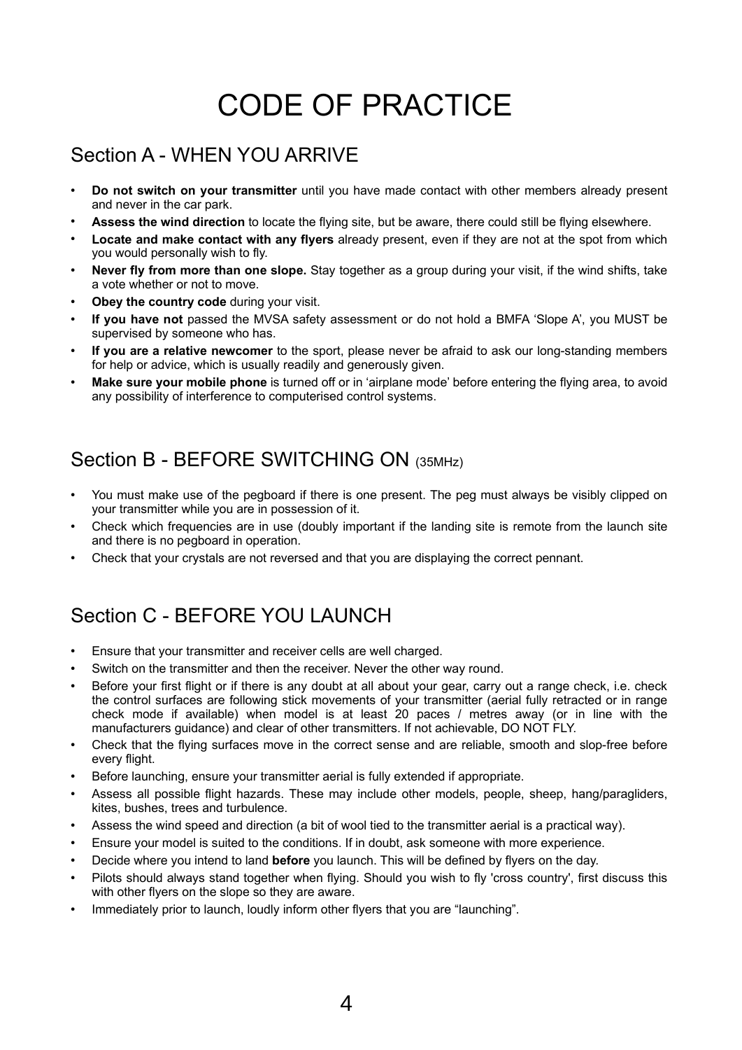# CODE OF PRACTICE

## Section A - WHEN YOU ARRIVE

- **Do not switch on your transmitter** until you have made contact with other members already present and never in the car park.
- **Assess the wind direction** to locate the flying site, but be aware, there could still be flying elsewhere.
- **Locate and make contact with any flyers** already present, even if they are not at the spot from which you would personally wish to fly.
- **Never fly from more than one slope.** Stay together as a group during your visit, if the wind shifts, take a vote whether or not to move.
- **Obey the country code** during your visit.
- **If you have not** passed the MVSA safety assessment or do not hold a BMFA 'Slope A', you MUST be supervised by someone who has.
- **If you are a relative newcomer** to the sport, please never be afraid to ask our long-standing members for help or advice, which is usually readily and generously given.
- **Make sure your mobile phone** is turned off or in 'airplane mode' before entering the flying area, to avoid any possibility of interference to computerised control systems.

## Section B - BEFORE SWITCHING ON (35MHz)

- You must make use of the pegboard if there is one present. The peg must always be visibly clipped on your transmitter while you are in possession of it.
- Check which frequencies are in use (doubly important if the landing site is remote from the launch site and there is no pegboard in operation.
- Check that your crystals are not reversed and that you are displaying the correct pennant.

## Section C - BEFORE YOU LAUNCH

- Ensure that your transmitter and receiver cells are well charged.
- Switch on the transmitter and then the receiver. Never the other way round.
- Before your first flight or if there is any doubt at all about your gear, carry out a range check, i.e. check the control surfaces are following stick movements of your transmitter (aerial fully retracted or in range check mode if available) when model is at least 20 paces / metres away (or in line with the manufacturers guidance) and clear of other transmitters. If not achievable, DO NOT FLY.
- Check that the flying surfaces move in the correct sense and are reliable, smooth and slop-free before every flight.
- Before launching, ensure your transmitter aerial is fully extended if appropriate.
- Assess all possible flight hazards. These may include other models, people, sheep, hang/paragliders, kites, bushes, trees and turbulence.
- Assess the wind speed and direction (a bit of wool tied to the transmitter aerial is a practical way).
- Ensure your model is suited to the conditions. If in doubt, ask someone with more experience.
- Decide where you intend to land **before** you launch. This will be defined by flyers on the day.
- Pilots should always stand together when flying. Should you wish to fly 'cross country', first discuss this with other flyers on the slope so they are aware.
- Immediately prior to launch, loudly inform other flyers that you are "launching".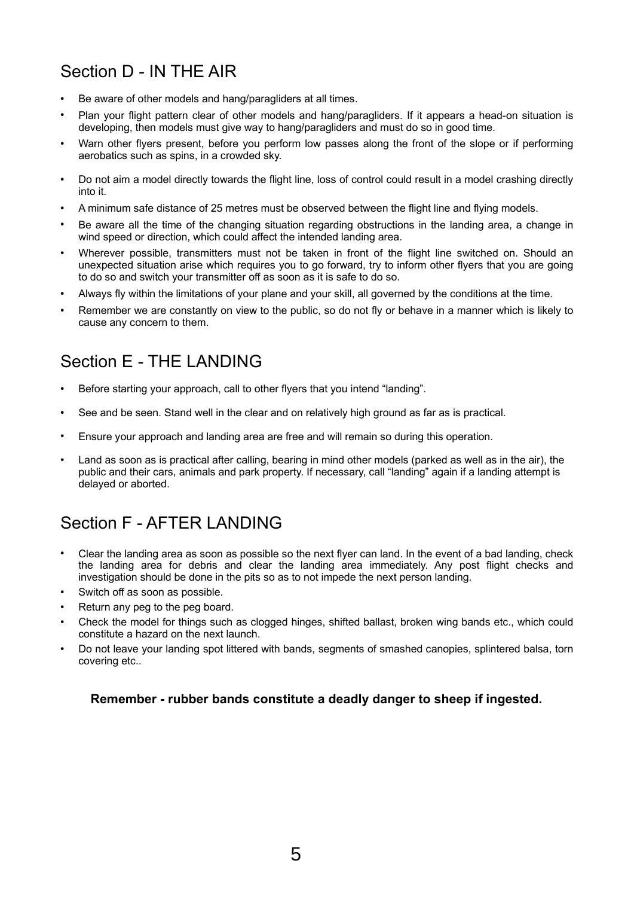## Section D - IN THE AIR

- Be aware of other models and hang/paragliders at all times.
- Plan your flight pattern clear of other models and hang/paragliders. If it appears a head-on situation is developing, then models must give way to hang/paragliders and must do so in good time.
- Warn other flyers present, before you perform low passes along the front of the slope or if performing aerobatics such as spins, in a crowded sky.
- Do not aim a model directly towards the flight line, loss of control could result in a model crashing directly into it.
- A minimum safe distance of 25 metres must be observed between the flight line and flying models.
- Be aware all the time of the changing situation regarding obstructions in the landing area, a change in wind speed or direction, which could affect the intended landing area.
- Wherever possible, transmitters must not be taken in front of the flight line switched on. Should an unexpected situation arise which requires you to go forward, try to inform other flyers that you are going to do so and switch your transmitter off as soon as it is safe to do so.
- Always fly within the limitations of your plane and your skill, all governed by the conditions at the time.
- Remember we are constantly on view to the public, so do not fly or behave in a manner which is likely to cause any concern to them.

## Section E - THE LANDING

- Before starting your approach, call to other flyers that you intend "landing".
- See and be seen. Stand well in the clear and on relatively high ground as far as is practical.
- Ensure your approach and landing area are free and will remain so during this operation.
- Land as soon as is practical after calling, bearing in mind other models (parked as well as in the air), the public and their cars, animals and park property. If necessary, call "landing" again if a landing attempt is delayed or aborted.

## Section F - AFTER LANDING

- Clear the landing area as soon as possible so the next flyer can land. In the event of a bad landing, check the landing area for debris and clear the landing area immediately. Any post flight checks and investigation should be done in the pits so as to not impede the next person landing.
- Switch off as soon as possible.
- Return any peg to the peg board.
- Check the model for things such as clogged hinges, shifted ballast, broken wing bands etc., which could constitute a hazard on the next launch.
- Do not leave your landing spot littered with bands, segments of smashed canopies, splintered balsa, torn covering etc..

**Remember - rubber bands constitute a deadly danger to sheep if ingested.**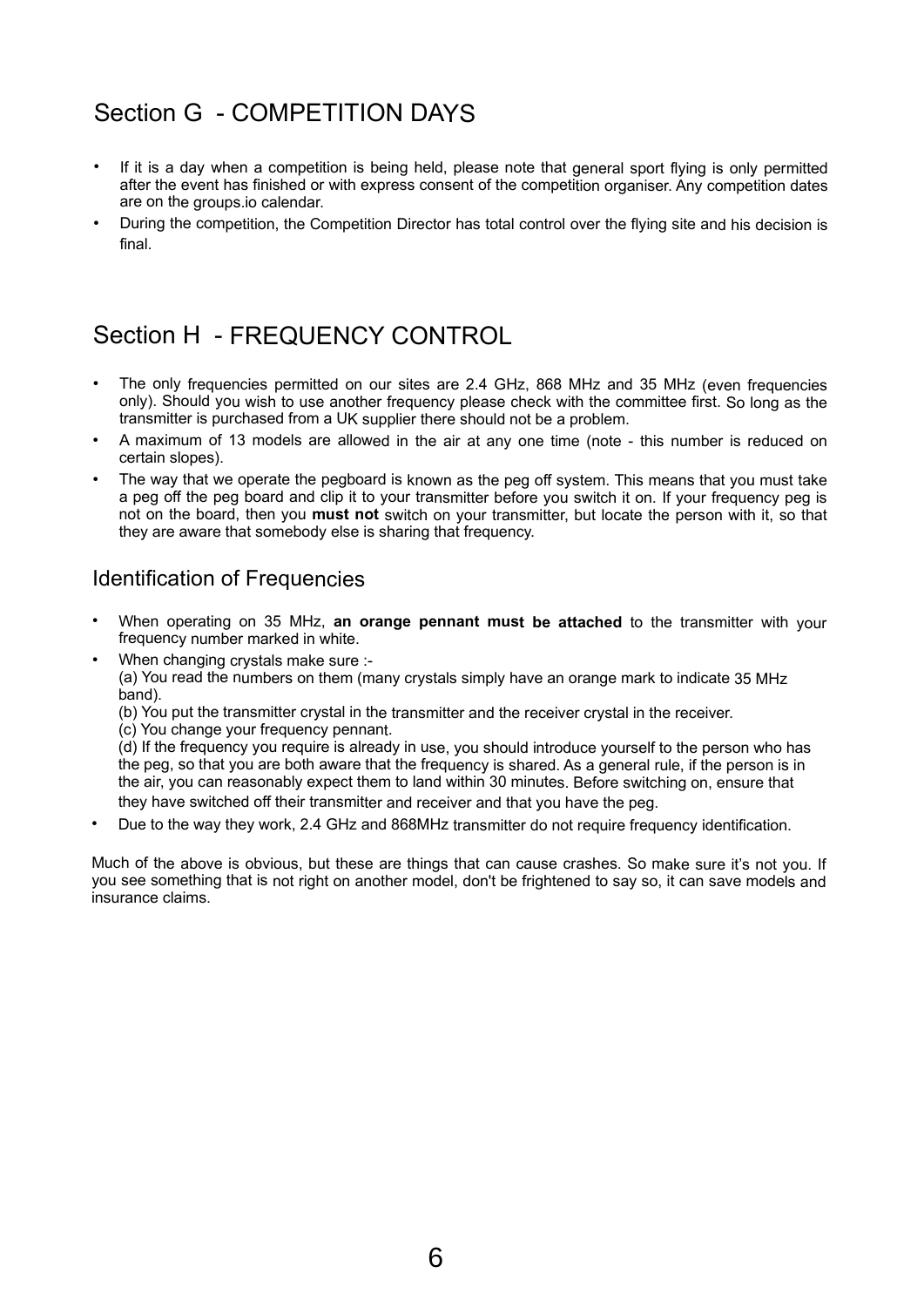# Section G - COMPETITION DAYS

- If it is a day when a competition is being held, please note that general sport flying is only permitted after the event has finished or with express consent of the competition organiser. Any competition dates are on the groups.io calendar.
- During the competition, the Competition Director has total control over the flying site and his decision is final.

# Section H - FREQUENCY CONTROL

- The only frequencies permitted on our sites are 2.4 GHz, 868 MHz and 35 MHz (even frequencies only). Should you wish to use another frequency please check with the committee first. So long as the transmitter is purchased from a UK supplier there should not be a problem.
- A maximum of 13 models are allowed in the air at any one time (note - this number is reduced on certain slopes).
- The way that we operate the pegboard is known as the peg off system. This means that you must take a peg off the peg board and clip it to your transmitter before you switch it on. If your frequency peg is not on the board, then you **must not** switch on your transmitter, but locate the person with it, so that they are aware that somebody else is sharing that frequency.

## Identification of Frequencies

- When operating on 35 MHz, **an orange pennant must be attached** to the transmitter with your frequency number marked in white.
- When changing crystals make sure :-
  (a) You read the numbers on them (many crystals simply have an orange mark to indicate 35 MHz band).
  (b) You put the transmitter crystal in the transmitter and the receiver crystal in the receiver.
  (c) You change your frequency pennant.
  (d) If the frequency you require is already in use, you should introduce yourself to the person who has the peg, so that you are both aware that the frequency is shared. As a general rule, if the person is in the air, you can reasonably expect them to land within 30 minutes. Before switching on, ensure that they have switched off their transmitter and receiver and that you have the peg.
- Due to the way they work, 2.4 GHz and 868MHz transmitter do not require frequency identification.

Much of the above is obvious, but these are things that can cause crashes. So make sure it's not you. If you see something that is not right on another model, don't be frightened to say so, it can save models and insurance claims.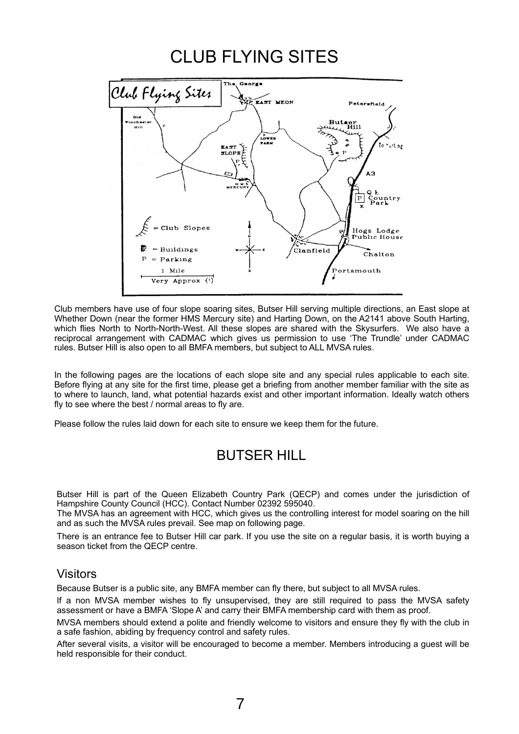# CLUB FLYING SITES

Club members have use of four slope soaring sites, Butser Hill serving multiple directions, an East slope at Whether Down (near the former HMS Mercury site) and Harting Down, on the A2141 above South Harting, which flies North to North-North-West. All these slopes are shared with the Skysurfers. We also have a reciprocal arrangement with CADMAC which gives us permission to use 'The Trundle' under CADMAC rules. Butser Hill is also open to all BMFA members, but subject to ALL MVSA rules.

In the following pages are the locations of each slope site and any special rules applicable to each site. Before flying at any site for the first time, please get a briefing from another member familiar with the site as to where to launch, land, what potential hazards exist and other important information. Ideally watch others fly to see where the best / normal areas to fly are.

Please follow the rules laid down for each site to ensure we keep them for the future.

## BUTSER HILL

Butser Hill is part of the Queen Elizabeth Country Park (QECP) and comes under the jurisdiction of Hampshire County Council (HCC). Contact Number 02392 595040.

The MVSA has an agreement with HCC, which gives us the controlling interest for model soaring on the hill and as such the MVSA rules prevail. See map on following page.

There is an entrance fee to Butser Hill car park. If you use the site on a regular basis, it is worth buying a season ticket from the QECP centre.

### Visitors

Because Butser is a public site, any BMFA member can fly there, but subject to all MVSA rules.

If a non MVSA member wishes to fly unsupervised, they are still required to pass the MVSA safety assessment or have a BMFA 'Slope A' and carry their BMFA membership card with them as proof.

MVSA members should extend a polite and friendly welcome to visitors and ensure they fly with the club in a safe fashion, abiding by frequency control and safety rules.

After several visits, a visitor will be encouraged to become a member. Members introducing a guest will be held responsible for their conduct.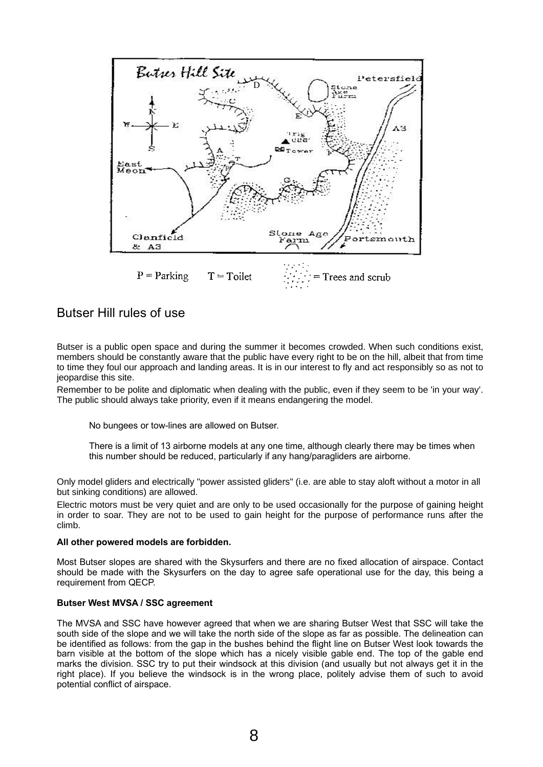## Butser Hill rules of use

Butser is a public open space and during the summer it becomes crowded. When such conditions exist, members should be constantly aware that the public have every right to be on the hill, albeit that from time to time they foul our approach and landing areas. It is in our interest to fly and act responsibly so as not to jeopardise this site.

Remember to be polite and diplomatic when dealing with the public, even if they seem to be 'in your way'. The public should always take priority, even if it means endangering the model.

> No bungees or tow-lines are allowed on Butser.
>
> There is a limit of 13 airborne models at any one time, although clearly there may be times when this number should be reduced, particularly if any hang/paragliders are airborne.

Only model gliders and electrically "power assisted gliders" (i.e. are able to stay aloft without a motor in all but sinking conditions) are allowed.

Electric motors must be very quiet and are only to be used occasionally for the purpose of gaining height in order to soar. They are not to be used to gain height for the purpose of performance runs after the climb.

**All other powered models are forbidden.**

Most Butser slopes are shared with the Skysurfers and there are no fixed allocation of airspace. Contact should be made with the Skysurfers on the day to agree safe operational use for the day, this being a requirement from QECP.

**Butser West MVSA / SSC agreement**

The MVSA and SSC have however agreed that when we are sharing Butser West that SSC will take the south side of the slope and we will take the north side of the slope as far as possible. The delineation can be identified as follows: from the gap in the bushes behind the flight line on Butser West look towards the barn visible at the bottom of the slope which has a nicely visible gable end. The top of the gable end marks the division. SSC try to put their windsock at this division (and usually but not always get it in the right place). If you believe the windsock is in the wrong place, politely advise them of such to avoid potential conflict of airspace.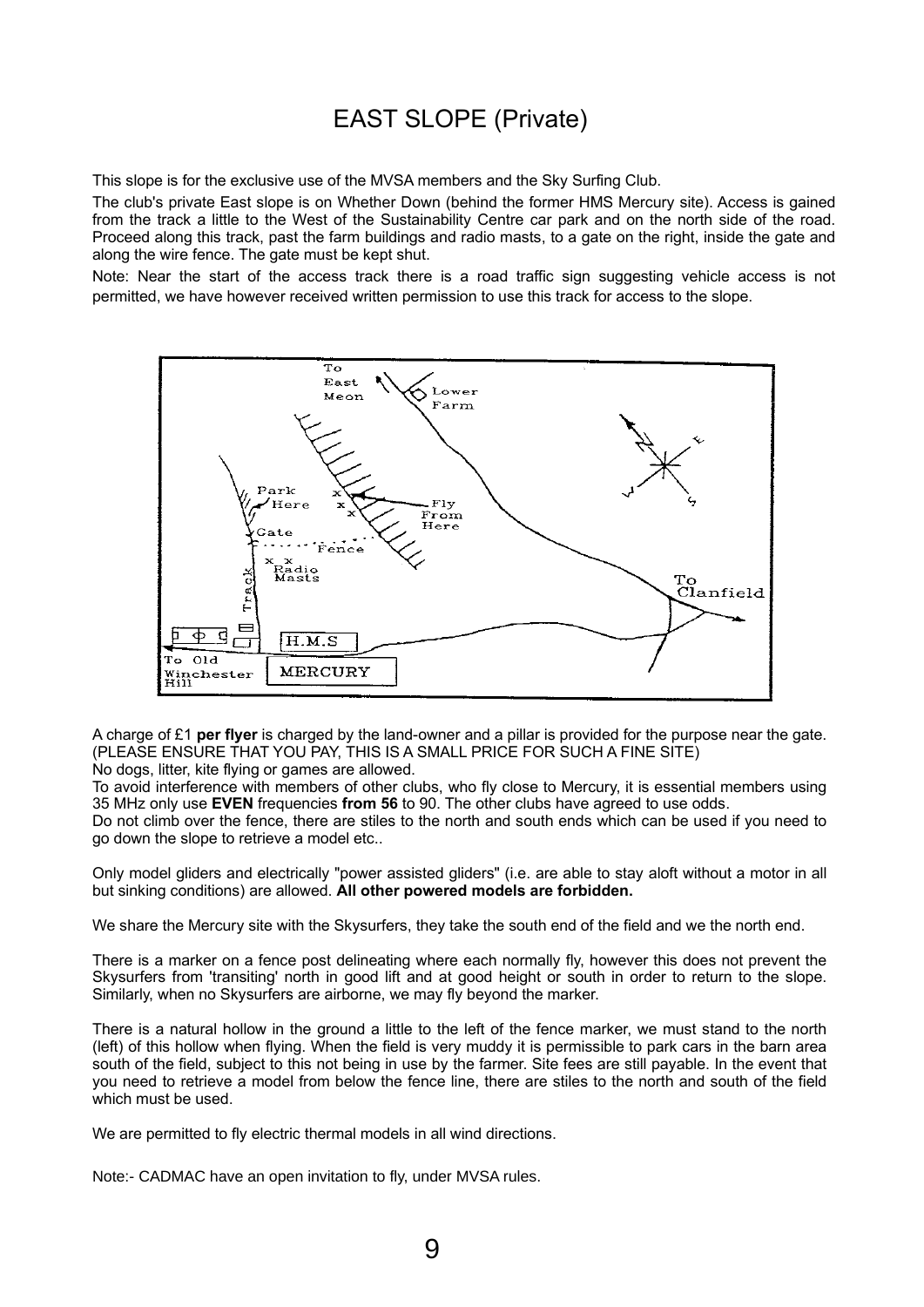# EAST SLOPE (Private)

This slope is for the exclusive use of the MVSA members and the Sky Surfing Club.

The club's private East slope is on Whether Down (behind the former HMS Mercury site). Access is gained from the track a little to the West of the Sustainability Centre car park and on the north side of the road. Proceed along this track, past the farm buildings and radio masts, to a gate on the right, inside the gate and along the wire fence. The gate must be kept shut.

Note: Near the start of the access track there is a road traffic sign suggesting vehicle access is not permitted, we have however received written permission to use this track for access to the slope.

A charge of £1 **per flyer** is charged by the land-owner and a pillar is provided for the purpose near the gate. (PLEASE ENSURE THAT YOU PAY, THIS IS A SMALL PRICE FOR SUCH A FINE SITE)

No dogs, litter, kite flying or games are allowed.

To avoid interference with members of other clubs, who fly close to Mercury, it is essential members using 35 MHz only use **EVEN** frequencies **from 56** to 90. The other clubs have agreed to use odds.

Do not climb over the fence, there are stiles to the north and south ends which can be used if you need to go down the slope to retrieve a model etc..

Only model gliders and electrically "power assisted gliders" (i.e. are able to stay aloft without a motor in all but sinking conditions) are allowed. **All other powered models are forbidden.**

We share the Mercury site with the Skysurfers, they take the south end of the field and we the north end.

There is a marker on a fence post delineating where each normally fly, however this does not prevent the Skysurfers from 'transiting' north in good lift and at good height or south in order to return to the slope. Similarly, when no Skysurfers are airborne, we may fly beyond the marker.

There is a natural hollow in the ground a little to the left of the fence marker, we must stand to the north (left) of this hollow when flying. When the field is very muddy it is permissible to park cars in the barn area south of the field, subject to this not being in use by the farmer. Site fees are still payable. In the event that you need to retrieve a model from below the fence line, there are stiles to the north and south of the field which must be used.

We are permitted to fly electric thermal models in all wind directions.

Note:- CADMAC have an open invitation to fly, under MVSA rules.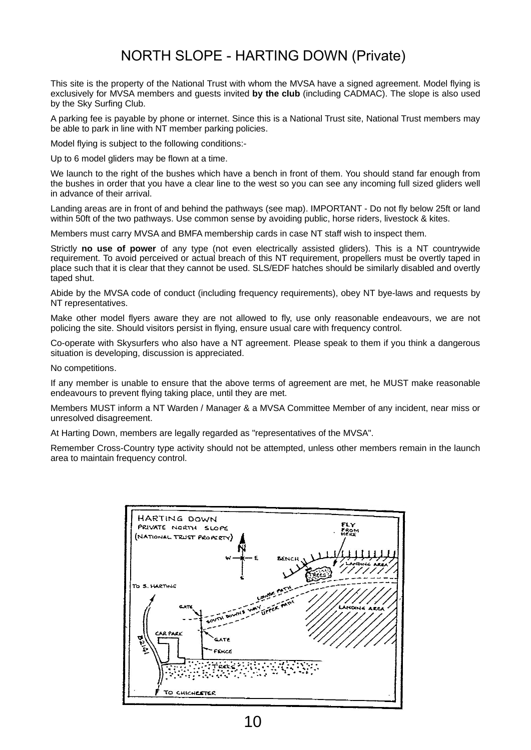# NORTH SLOPE - HARTING DOWN (Private)

This site is the property of the National Trust with whom the MVSA have a signed agreement. Model flying is exclusively for MVSA members and guests invited **by the club** (including CADMAC). The slope is also used by the Sky Surfing Club.

A parking fee is payable by phone or internet. Since this is a National Trust site, National Trust members may be able to park in line with NT member parking policies.

Model flying is subject to the following conditions:-

Up to 6 model gliders may be flown at a time.

We launch to the right of the bushes which have a bench in front of them. You should stand far enough from the bushes in order that you have a clear line to the west so you can see any incoming full sized gliders well in advance of their arrival.

Landing areas are in front of and behind the pathways (see map). IMPORTANT - Do not fly below 25ft or land within 50ft of the two pathways. Use common sense by avoiding public, horse riders, livestock & kites.

Members must carry MVSA and BMFA membership cards in case NT staff wish to inspect them.

Strictly **no use of power** of any type (not even electrically assisted gliders). This is a NT countrywide requirement. To avoid perceived or actual breach of this NT requirement, propellers must be overtly taped in place such that it is clear that they cannot be used. SLS/EDF hatches should be similarly disabled and overtly taped shut.

Abide by the MVSA code of conduct (including frequency requirements), obey NT bye-laws and requests by NT representatives.

Make other model flyers aware they are not allowed to fly, use only reasonable endeavours, we are not policing the site. Should visitors persist in flying, ensure usual care with frequency control.

Co-operate with Skysurfers who also have a NT agreement. Please speak to them if you think a dangerous situation is developing, discussion is appreciated.

No competitions.

If any member is unable to ensure that the above terms of agreement are met, he MUST make reasonable endeavours to prevent flying taking place, until they are met.

Members MUST inform a NT Warden / Manager & a MVSA Committee Member of any incident, near miss or unresolved disagreement.

At Harting Down, members are legally regarded as "representatives of the MVSA".

Remember Cross-Country type activity should not be attempted, unless other members remain in the launch area to maintain frequency control.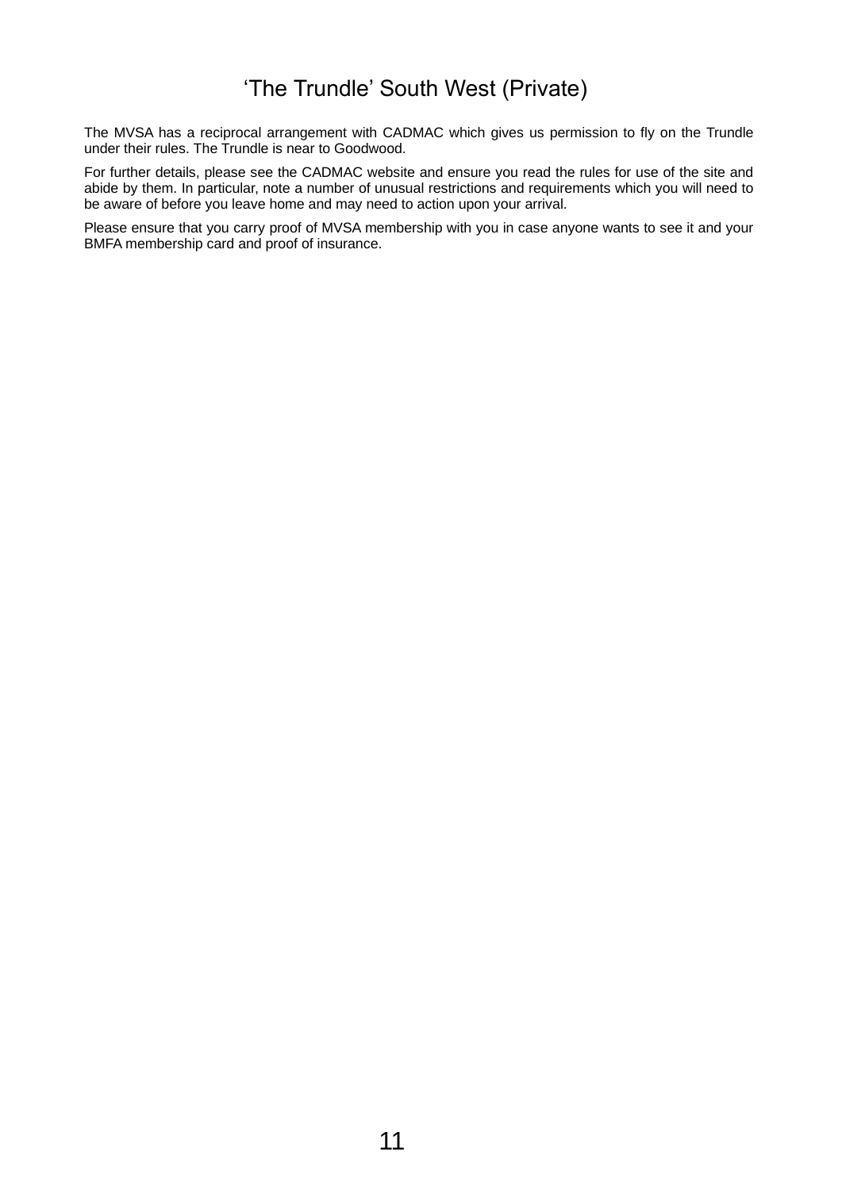# ‘The Trundle’ South West (Private)

The MVSA has a reciprocal arrangement with CADMAC which gives us permission to fly on the Trundle under their rules. The Trundle is near to Goodwood.

For further details, please see the CADMAC website and ensure you read the rules for use of the site and abide by them. In particular, note a number of unusual restrictions and requirements which you will need to be aware of before you leave home and may need to action upon your arrival.

Please ensure that you carry proof of MVSA membership with you in case anyone wants to see it and your BMFA membership card and proof of insurance.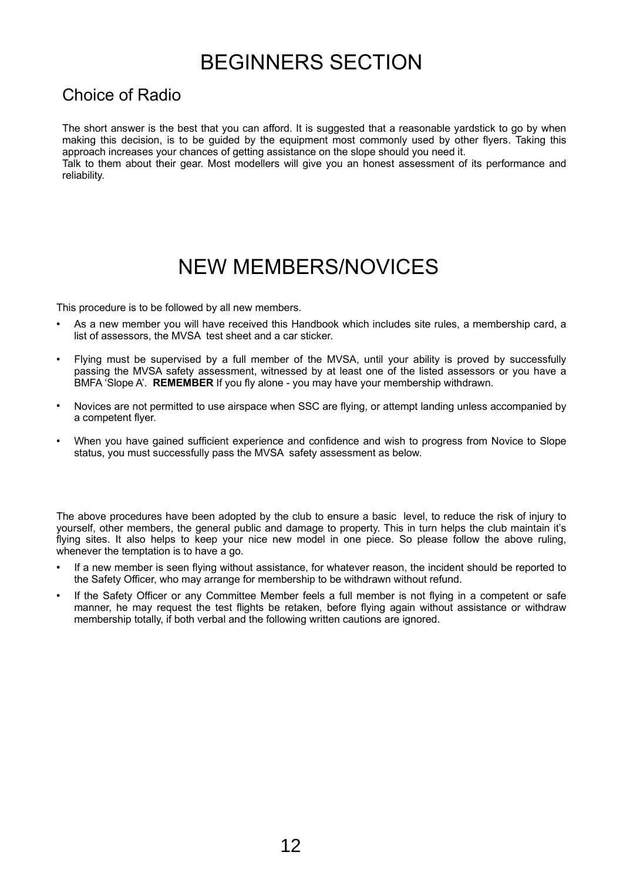# BEGINNERS SECTION

## Choice of Radio

The short answer is the best that you can afford. It is suggested that a reasonable yardstick to go by when making this decision, is to be guided by the equipment most commonly used by other flyers. Taking this approach increases your chances of getting assistance on the slope should you need it.
Talk to them about their gear. Most modellers will give you an honest assessment of its performance and reliability.

# NEW MEMBERS/NOVICES

This procedure is to be followed by all new members.

- As a new member you will have received this Handbook which includes site rules, a membership card, a list of assessors, the MVSA test sheet and a car sticker.
- Flying must be supervised by a full member of the MVSA, until your ability is proved by successfully passing the MVSA safety assessment, witnessed by at least one of the listed assessors or you have a BMFA 'Slope A'. **REMEMBER** If you fly alone - you may have your membership withdrawn.
- Novices are not permitted to use airspace when SSC are flying, or attempt landing unless accompanied by a competent flyer.
- When you have gained sufficient experience and confidence and wish to progress from Novice to Slope status, you must successfully pass the MVSA safety assessment as below.

The above procedures have been adopted by the club to ensure a basic level, to reduce the risk of injury to yourself, other members, the general public and damage to property. This in turn helps the club maintain it's flying sites. It also helps to keep your nice new model in one piece. So please follow the above ruling, whenever the temptation is to have a go.

- If a new member is seen flying without assistance, for whatever reason, the incident should be reported to the Safety Officer, who may arrange for membership to be withdrawn without refund.
- If the Safety Officer or any Committee Member feels a full member is not flying in a competent or safe manner, he may request the test flights be retaken, before flying again without assistance or withdraw membership totally, if both verbal and the following written cautions are ignored.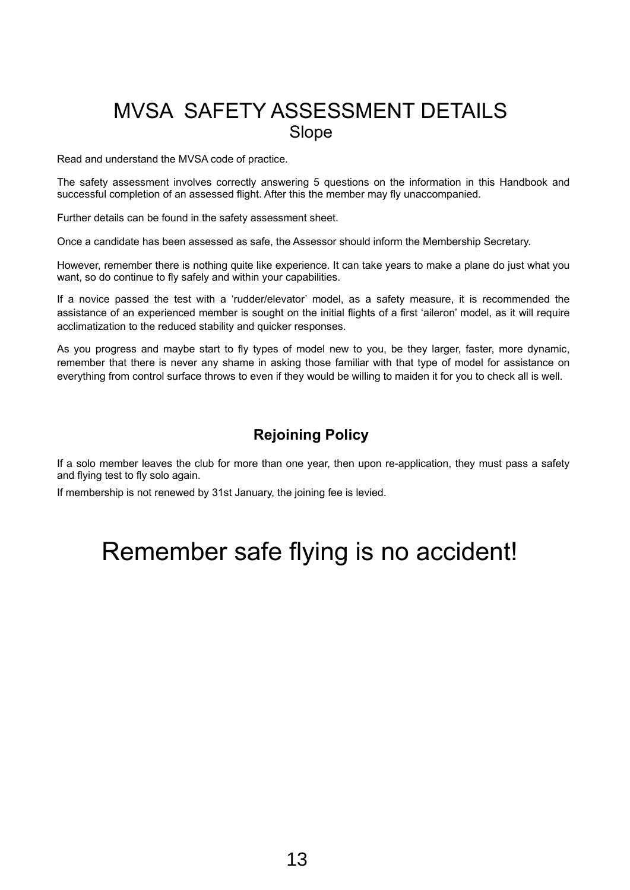# MVSA SAFETY ASSESSMENT DETAILS

## Slope

Read and understand the MVSA code of practice.

The safety assessment involves correctly answering 5 questions on the information in this Handbook and successful completion of an assessed flight. After this the member may fly unaccompanied.

Further details can be found in the safety assessment sheet.

Once a candidate has been assessed as safe, the Assessor should inform the Membership Secretary.

However, remember there is nothing quite like experience. It can take years to make a plane do just what you want, so do continue to fly safely and within your capabilities.

If a novice passed the test with a 'rudder/elevator' model, as a safety measure, it is recommended the assistance of an experienced member is sought on the initial flights of a first 'aileron' model, as it will require acclimatization to the reduced stability and quicker responses.

As you progress and maybe start to fly types of model new to you, be they larger, faster, more dynamic, remember that there is never any shame in asking those familiar with that type of model for assistance on everything from control surface throws to even if they would be willing to maiden it for you to check all is well.

### Rejoining Policy

If a solo member leaves the club for more than one year, then upon re-application, they must pass a safety and flying test to fly solo again.

If membership is not renewed by 31st January, the joining fee is levied.

# Remember safe flying is no accident!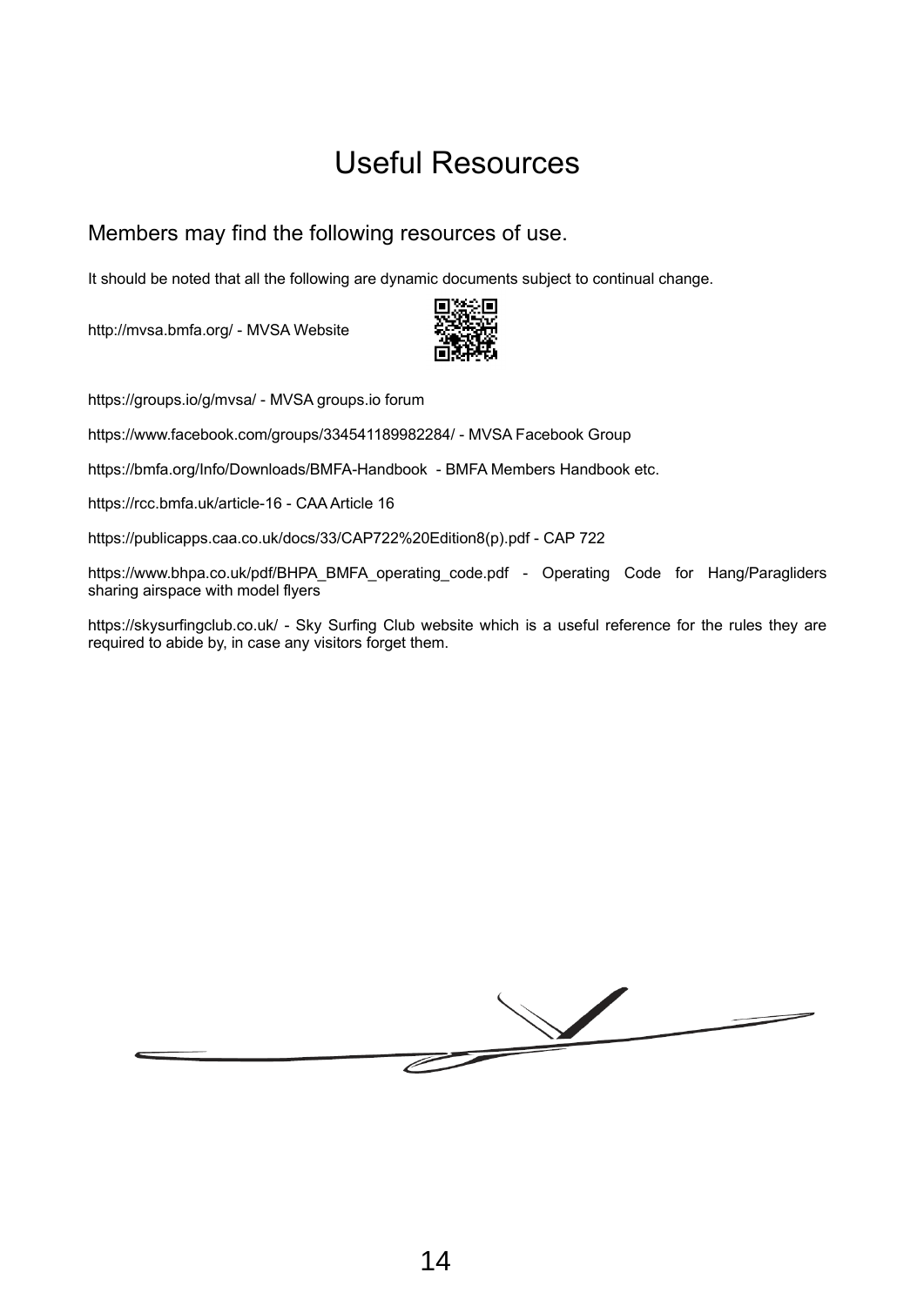# Useful Resources

## Members may find the following resources of use.

It should be noted that all the following are dynamic documents subject to continual change.

http://mvsa.bmfa.org/ - MVSA Website

https://groups.io/g/mvsa/ - MVSA groups.io forum

https://www.facebook.com/groups/334541189982284/ - MVSA Facebook Group

https://bmfa.org/Info/Downloads/BMFA-Handbook - BMFA Members Handbook etc.

https://rcc.bmfa.uk/article-16 - CAA Article 16

https://publicapps.caa.co.uk/docs/33/CAP722%20Edition8(p).pdf - CAP 722

https://www.bhpa.co.uk/pdf/BHPA_BMFA_operating_code.pdf - Operating Code for Hang/Paragliders sharing airspace with model flyers

https://skysurfingclub.co.uk/ - Sky Surfing Club website which is a useful reference for the rules they are required to abide by, in case any visitors forget them.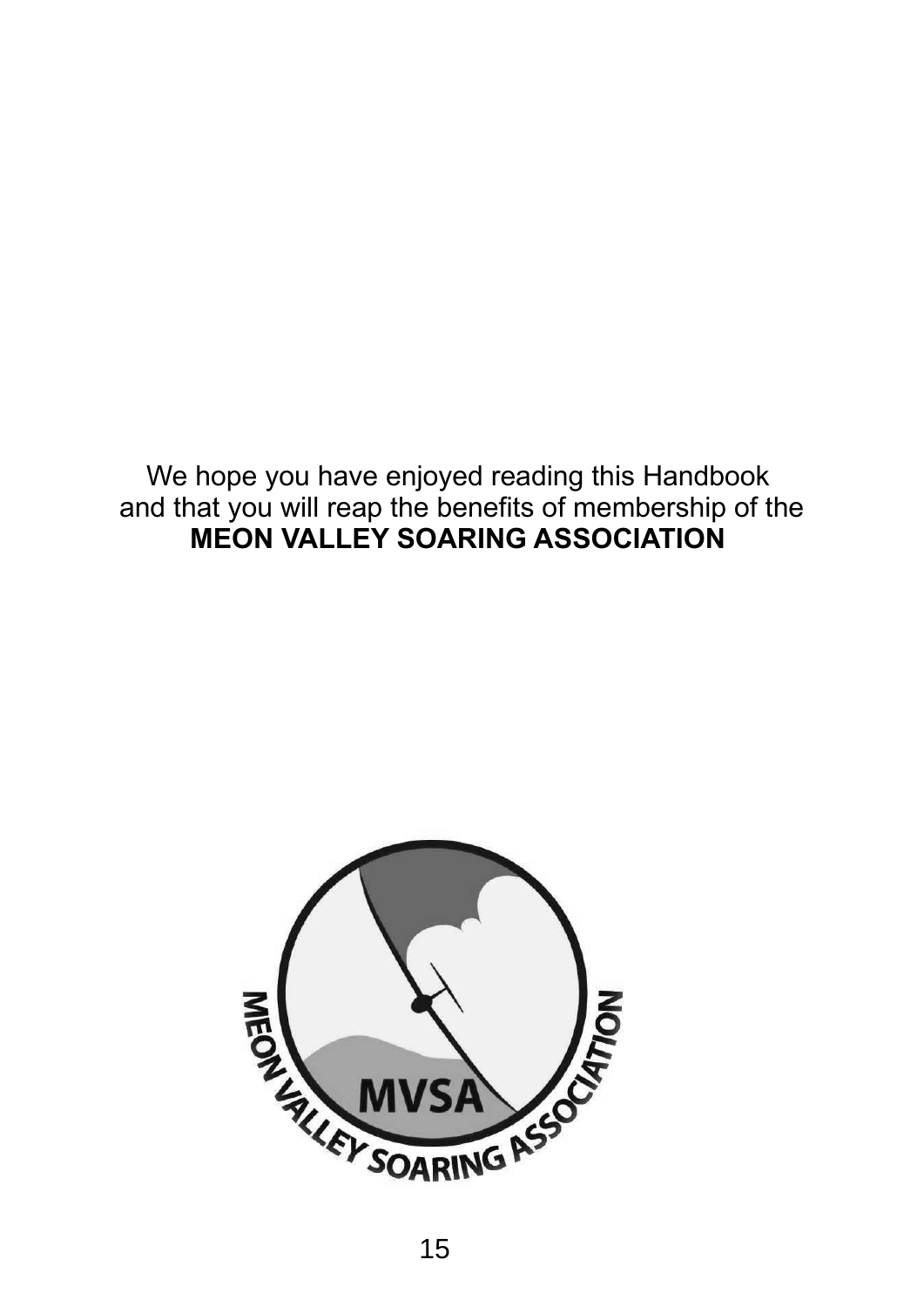We hope you have enjoyed reading this Handbook
and that you will reap the benefits of membership of the
**MEON VALLEY SOARING ASSOCIATION**